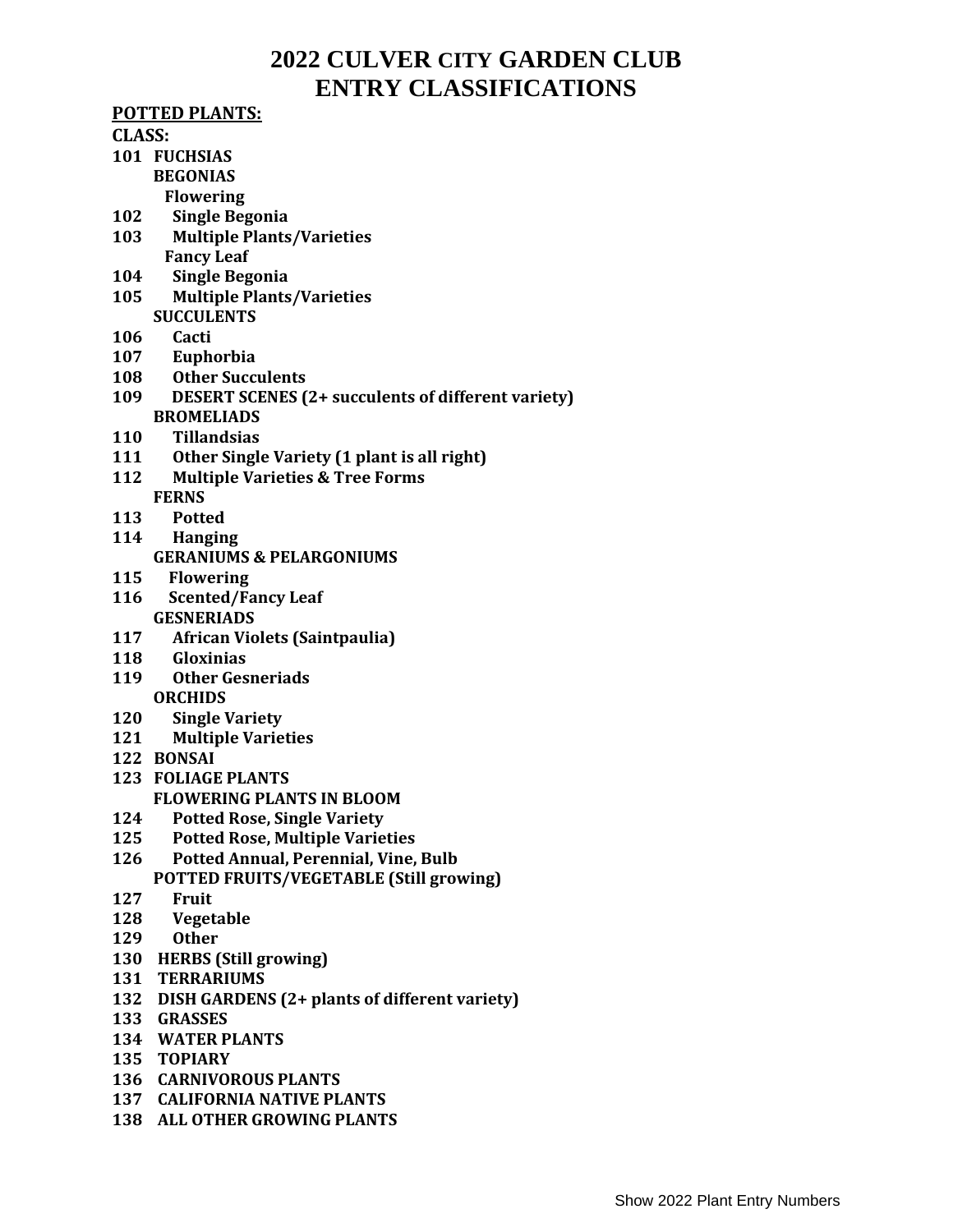# 2022 CULVER CITY GARDEN CLUB
# ENTRY CLASSIFICATIONS

**POTTED PLANTS:**

**CLASS:**

**101 FUCHSIAS**

**BEGONIAS**

**Flowering**

**102 Single Begonia**

**103 Multiple Plants/Varieties**

**Fancy Leaf**

**104 Single Begonia**

**105 Multiple Plants/Varieties**

**SUCCULENTS**

**106 Cacti**

**107 Euphorbia**

**108 Other Succulents**

**109 DESERT SCENES (2+ succulents of different variety)**

**BROMELIADS**

**110 Tillandsias**

**111 Other Single Variety (1 plant is all right)**

**112 Multiple Varieties & Tree Forms**

**FERNS**

**113 Potted**

**114 Hanging**

**GERANIUMS & PELARGONIUMS**

**115 Flowering**

**116 Scented/Fancy Leaf**

**GESNERIADS**

**117 African Violets (Saintpaulia)**

**118 Gloxinias**

**119 Other Gesneriads**

**ORCHIDS**

**120 Single Variety**

**121 Multiple Varieties**

**122 BONSAI**

**123 FOLIAGE PLANTS**

**FLOWERING PLANTS IN BLOOM**

**124 Potted Rose, Single Variety**

**125 Potted Rose, Multiple Varieties**

**126 Potted Annual, Perennial, Vine, Bulb**

**POTTED FRUITS/VEGETABLE (Still growing)**

**127 Fruit**

**128 Vegetable**

**129 Other**

**130 HERBS (Still growing)**

**131 TERRARIUMS**

**132 DISH GARDENS (2+ plants of different variety)**

**133 GRASSES**

**134 WATER PLANTS**

**135 TOPIARY**

**136 CARNIVOROUS PLANTS**

**137 CALIFORNIA NATIVE PLANTS**

**138 ALL OTHER GROWING PLANTS**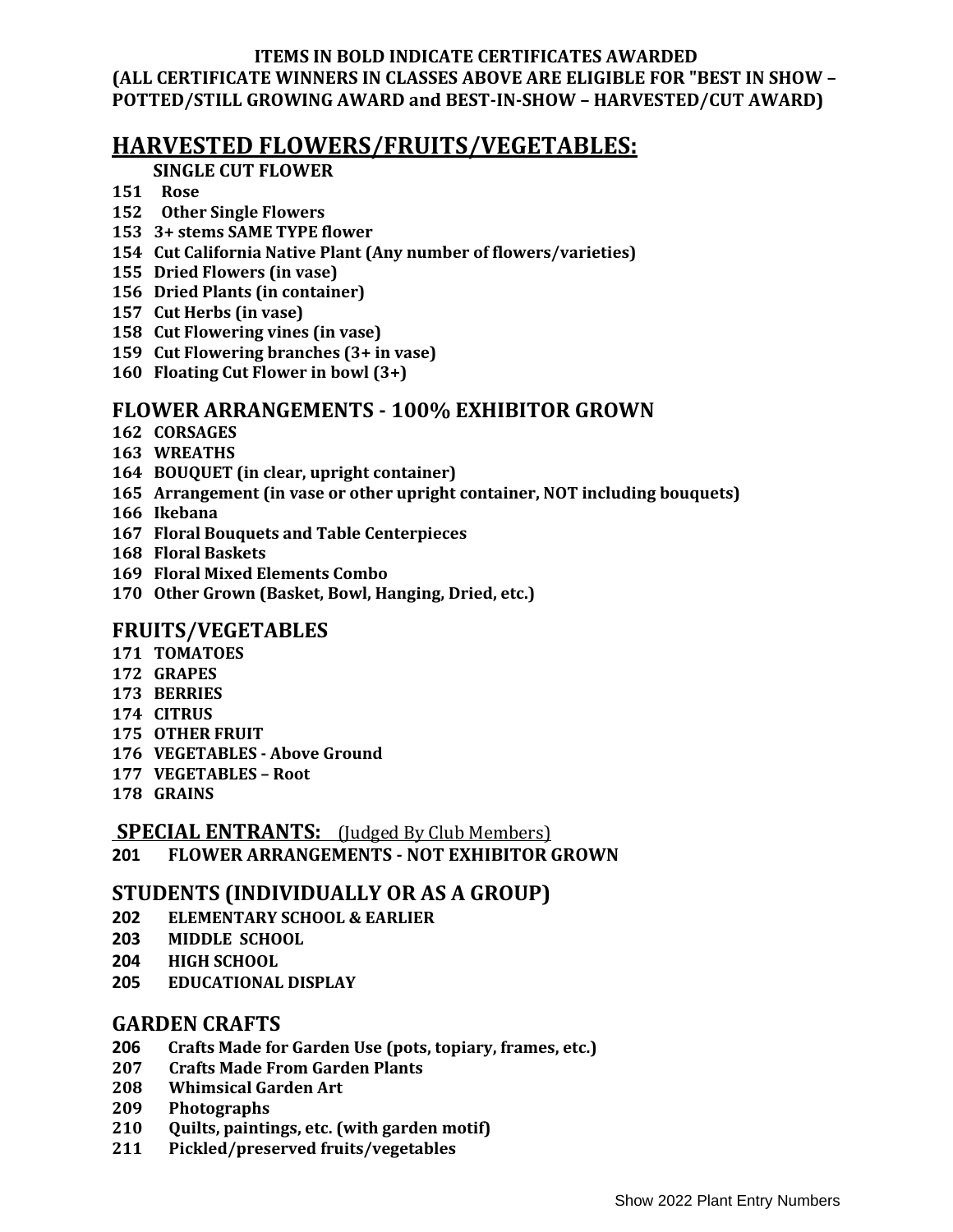**ITEMS IN BOLD INDICATE CERTIFICATES AWARDED**
**(ALL CERTIFICATE WINNERS IN CLASSES ABOVE ARE ELIGIBLE FOR "BEST IN SHOW – POTTED/STILL GROWING AWARD and BEST-IN-SHOW – HARVESTED/CUT AWARD)**

# HARVESTED FLOWERS/FRUITS/VEGETABLES:

**SINGLE CUT FLOWER**

- **151 Rose**
- **152 Other Single Flowers**
- **153 3+ stems SAME TYPE flower**
- **154 Cut California Native Plant (Any number of flowers/varieties)**
- **155 Dried Flowers (in vase)**
- **156 Dried Plants (in container)**
- **157 Cut Herbs (in vase)**
- **158 Cut Flowering vines (in vase)**
- **159 Cut Flowering branches (3+ in vase)**
- **160 Floating Cut Flower in bowl (3+)**

## FLOWER ARRANGEMENTS - 100% EXHIBITOR GROWN

- **162 CORSAGES**
- **163 WREATHS**
- **164 BOUQUET (in clear, upright container)**
- **165 Arrangement (in vase or other upright container, NOT including bouquets)**
- **166 Ikebana**
- **167 Floral Bouquets and Table Centerpieces**
- **168 Floral Baskets**
- **169 Floral Mixed Elements Combo**
- **170 Other Grown (Basket, Bowl, Hanging, Dried, etc.)**

## FRUITS/VEGETABLES

- **171 TOMATOES**
- **172 GRAPES**
- **173 BERRIES**
- **174 CITRUS**
- **175 OTHER FRUIT**
- **176 VEGETABLES - Above Ground**
- **177 VEGETABLES – Root**
- **178 GRAINS**

## SPECIAL ENTRANTS: (Judged By Club Members)

- **201 FLOWER ARRANGEMENTS - NOT EXHIBITOR GROWN**

## STUDENTS (INDIVIDUALLY OR AS A GROUP)

- **202 ELEMENTARY SCHOOL & EARLIER**
- **203 MIDDLE SCHOOL**
- **204 HIGH SCHOOL**
- **205 EDUCATIONAL DISPLAY**

## GARDEN CRAFTS

- **206 Crafts Made for Garden Use (pots, topiary, frames, etc.)**
- **207 Crafts Made From Garden Plants**
- **208 Whimsical Garden Art**
- **209 Photographs**
- **210 Quilts, paintings, etc. (with garden motif)**
- **211 Pickled/preserved fruits/vegetables**